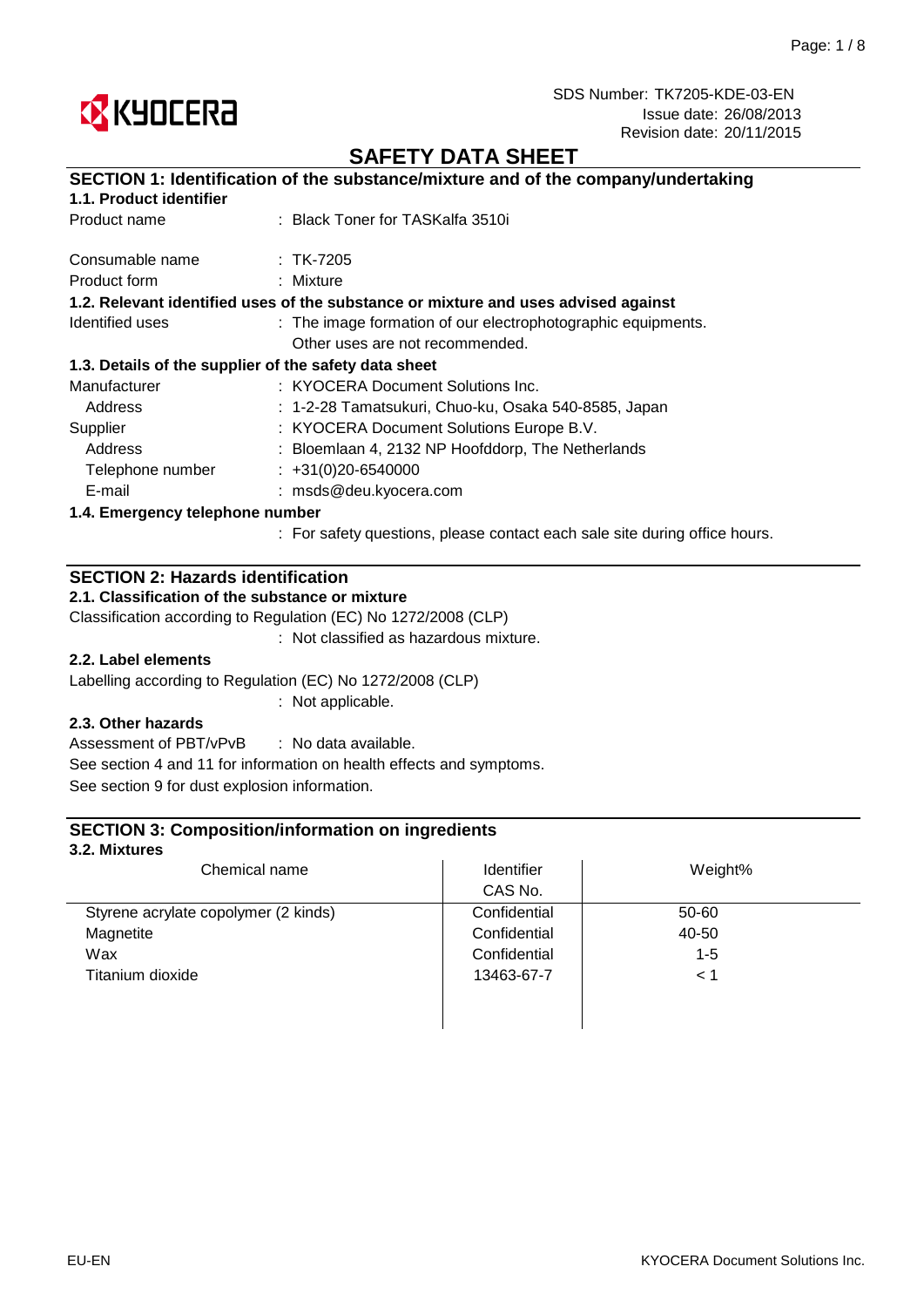SDS Number: TK7205-KDE-03-EN
Issue date: 26/08/2013
Revision date: 20/11/2015

# SAFETY DATA SHEET

## SECTION 1: Identification of the substance/mixture and of the company/undertaking

### 1.1. Product identifier

Product name : Black Toner for TASKalfa 3510i

Consumable name : TK-7205

Product form : Mixture

### 1.2. Relevant identified uses of the substance or mixture and uses advised against

Identified uses : The image formation of our electrophotographic equipments.
Other uses are not recommended.

### 1.3. Details of the supplier of the safety data sheet

Manufacturer : KYOCERA Document Solutions Inc.
  Address : 1-2-28 Tamatsukuri, Chuo-ku, Osaka 540-8585, Japan

Supplier : KYOCERA Document Solutions Europe B.V.
  Address : Bloemlaan 4, 2132 NP Hoofddorp, The Netherlands
  Telephone number : +31(0)20-6540000
  E-mail : msds@deu.kyocera.com

### 1.4. Emergency telephone number

: For safety questions, please contact each sale site during office hours.

## SECTION 2: Hazards identification

### 2.1. Classification of the substance or mixture

Classification according to Regulation (EC) No 1272/2008 (CLP)

: Not classified as hazardous mixture.

### 2.2. Label elements

Labelling according to Regulation (EC) No 1272/2008 (CLP)

: Not applicable.

### 2.3. Other hazards

Assessment of PBT/vPvB : No data available.

See section 4 and 11 for information on health effects and symptoms.

See section 9 for dust explosion information.

## SECTION 3: Composition/information on ingredients

### 3.2. Mixtures

| Chemical name | Identifier CAS No. | Weight% |
|---|---|---|
| Styrene acrylate copolymer (2 kinds) | Confidential | 50-60 |
| Magnetite | Confidential | 40-50 |
| Wax | Confidential | 1-5 |
| Titanium dioxide | 13463-67-7 | < 1 |

EU-EN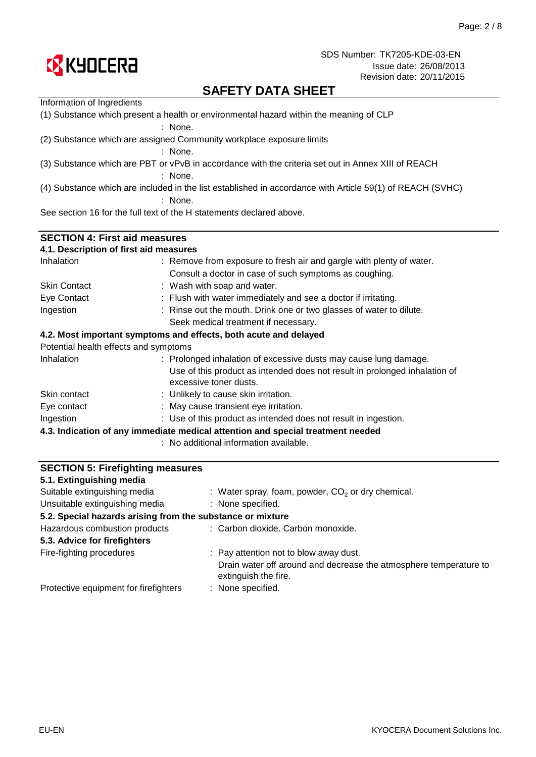Information of Ingredients

(1) Substance which present a health or environmental hazard within the meaning of CLP

: None.

(2) Substance which are assigned Community workplace exposure limits

: None.

(3) Substance which are PBT or vPvB in accordance with the criteria set out in Annex XIII of REACH

: None.

(4) Substance which are included in the list established in accordance with Article 59(1) of REACH (SVHC)

: None.

See section 16 for the full text of the H statements declared above.

## SECTION 4: First aid measures

### 4.1. Description of first aid measures

| | |
|---|---|
| Inhalation | : Remove from exposure to fresh air and gargle with plenty of water. Consult a doctor in case of such symptoms as coughing. |
| Skin Contact | : Wash with soap and water. |
| Eye Contact | : Flush with water immediately and see a doctor if irritating. |
| Ingestion | : Rinse out the mouth. Drink one or two glasses of water to dilute. Seek medical treatment if necessary. |

### 4.2. Most important symptoms and effects, both acute and delayed

Potential health effects and symptoms

| | |
|---|---|
| Inhalation | : Prolonged inhalation of excessive dusts may cause lung damage. Use of this product as intended does not result in prolonged inhalation of excessive toner dusts. |
| Skin contact | : Unlikely to cause skin irritation. |
| Eye contact | : May cause transient eye irritation. |
| Ingestion | : Use of this product as intended does not result in ingestion. |

### 4.3. Indication of any immediate medical attention and special treatment needed

: No additional information available.

## SECTION 5: Firefighting measures

### 5.1. Extinguishing media

| | |
|---|---|
| Suitable extinguishing media | : Water spray, foam, powder, $CO_2$ or dry chemical. |
| Unsuitable extinguishing media | : None specified. |

### 5.2. Special hazards arising from the substance or mixture

| | |
|---|---|
| Hazardous combustion products | : Carbon dioxide. Carbon monoxide. |

### 5.3. Advice for firefighters

| | |
|---|---|
| Fire-fighting procedures | : Pay attention not to blow away dust. Drain water off around and decrease the atmosphere temperature to extinguish the fire. |
| Protective equipment for firefighters | : None specified. |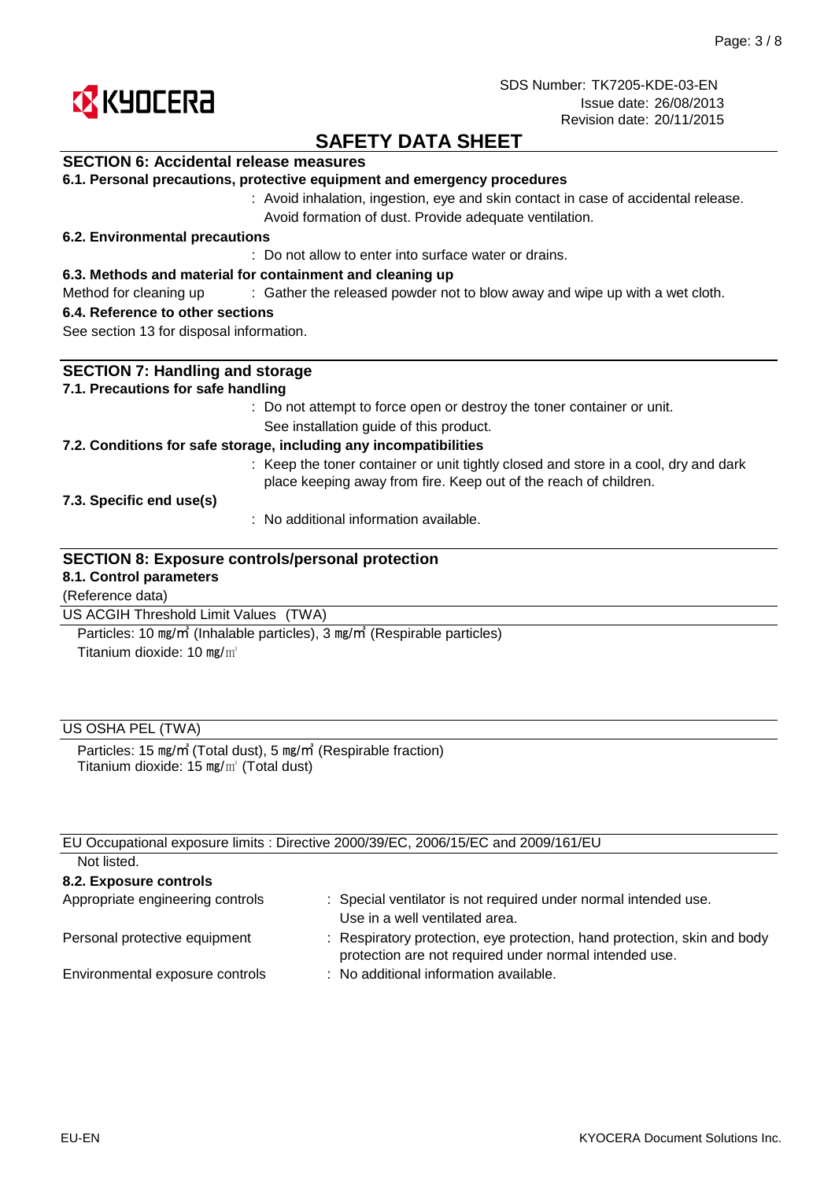# SAFETY DATA SHEET

## SECTION 6: Accidental release measures

### 6.1. Personal precautions, protective equipment and emergency procedures

: Avoid inhalation, ingestion, eye and skin contact in case of accidental release. Avoid formation of dust. Provide adequate ventilation.

### 6.2. Environmental precautions

: Do not allow to enter into surface water or drains.

### 6.3. Methods and material for containment and cleaning up

Method for cleaning up : Gather the released powder not to blow away and wipe up with a wet cloth.

### 6.4. Reference to other sections

See section 13 for disposal information.

## SECTION 7: Handling and storage

### 7.1. Precautions for safe handling

: Do not attempt to force open or destroy the toner container or unit. See installation guide of this product.

### 7.2. Conditions for safe storage, including any incompatibilities

: Keep the toner container or unit tightly closed and store in a cool, dry and dark place keeping away from fire. Keep out of the reach of children.

### 7.3. Specific end use(s)

: No additional information available.

## SECTION 8: Exposure controls/personal protection

### 8.1. Control parameters

(Reference data)

US ACGIH Threshold Limit Values (TWA)

Particles: 10 mg/m³ (Inhalable particles), 3 mg/m³ (Respirable particles)
Titanium dioxide: 10 mg/m³

US OSHA PEL (TWA)

Particles: 15 mg/m³ (Total dust), 5 mg/m³ (Respirable fraction)
Titanium dioxide: 15 mg/m³ (Total dust)

EU Occupational exposure limits : Directive 2000/39/EC, 2006/15/EC and 2009/161/EU

Not listed.

### 8.2. Exposure controls

Appropriate engineering controls : Special ventilator is not required under normal intended use. Use in a well ventilated area.

Personal protective equipment : Respiratory protection, eye protection, hand protection, skin and body protection are not required under normal intended use.

Environmental exposure controls : No additional information available.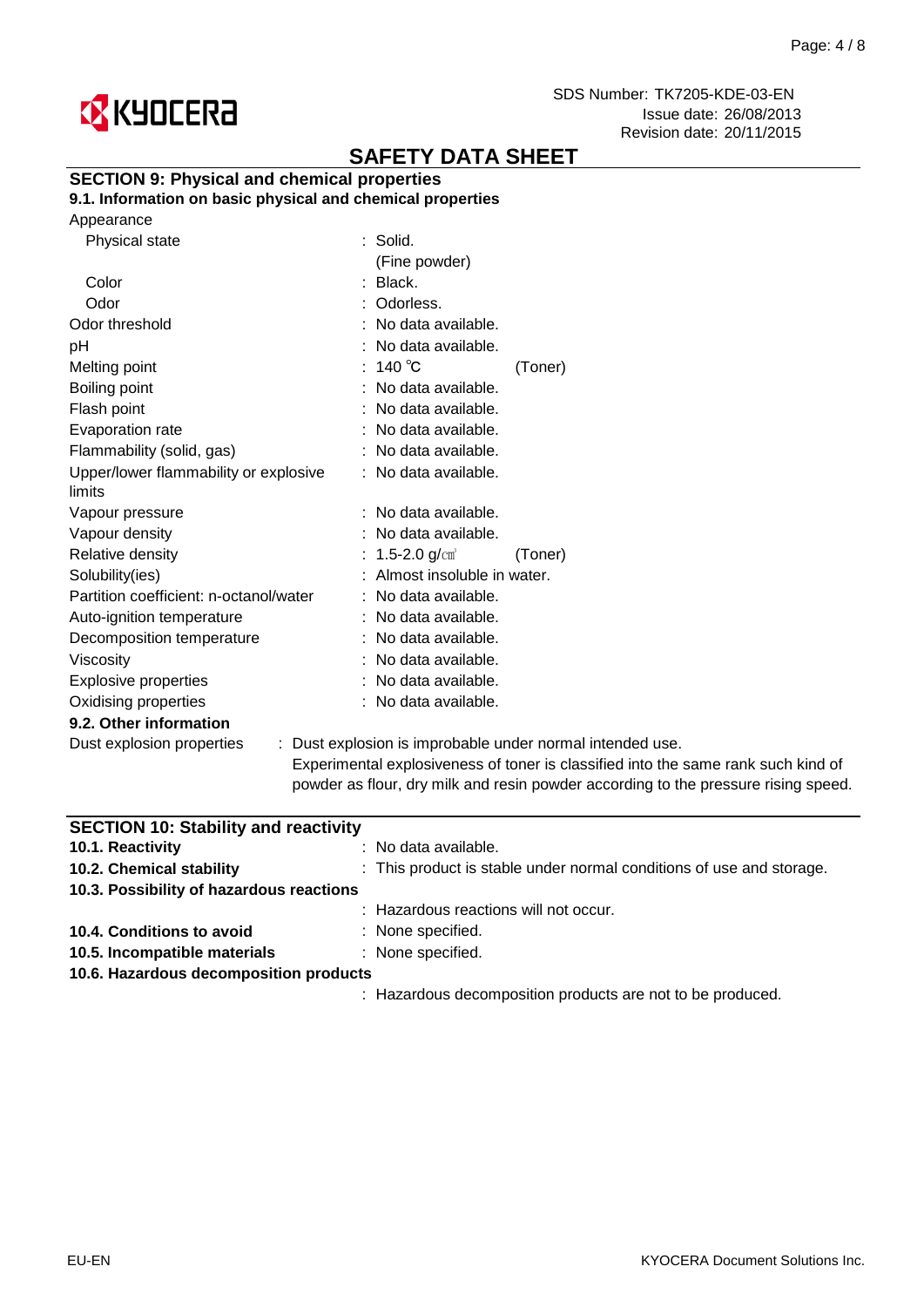SDS Number: TK7205-KDE-03-EN
Issue date: 26/08/2013
Revision date: 20/11/2015

# SAFETY DATA SHEET

## SECTION 9: Physical and chemical properties

### 9.1. Information on basic physical and chemical properties

Appearance

| Property | Value | |
|---|---|---|
| Physical state | : Solid. (Fine powder) | |
| Color | : Black. | |
| Odor | : Odorless. | |
| Odor threshold | : No data available. | |
| pH | : No data available. | |
| Melting point | : 140 ℃ | (Toner) |
| Boiling point | : No data available. | |
| Flash point | : No data available. | |
| Evaporation rate | : No data available. | |
| Flammability (solid, gas) | : No data available. | |
| Upper/lower flammability or explosive limits | : No data available. | |
| Vapour pressure | : No data available. | |
| Vapour density | : No data available. | |
| Relative density | : 1.5-2.0 g/㎤ | (Toner) |
| Solubility(ies) | : Almost insoluble in water. | |
| Partition coefficient: n-octanol/water | : No data available. | |
| Auto-ignition temperature | : No data available. | |
| Decomposition temperature | : No data available. | |
| Viscosity | : No data available. | |
| Explosive properties | : No data available. | |
| Oxidising properties | : No data available. | |

### 9.2. Other information

Dust explosion properties : Dust explosion is improbable under normal intended use.
Experimental explosiveness of toner is classified into the same rank such kind of powder as flour, dry milk and resin powder according to the pressure rising speed.

## SECTION 10: Stability and reactivity

**10.1. Reactivity** : No data available.

**10.2. Chemical stability** : This product is stable under normal conditions of use and storage.

**10.3. Possibility of hazardous reactions**
: Hazardous reactions will not occur.

**10.4. Conditions to avoid** : None specified.

**10.5. Incompatible materials** : None specified.

**10.6. Hazardous decomposition products**
: Hazardous decomposition products are not to be produced.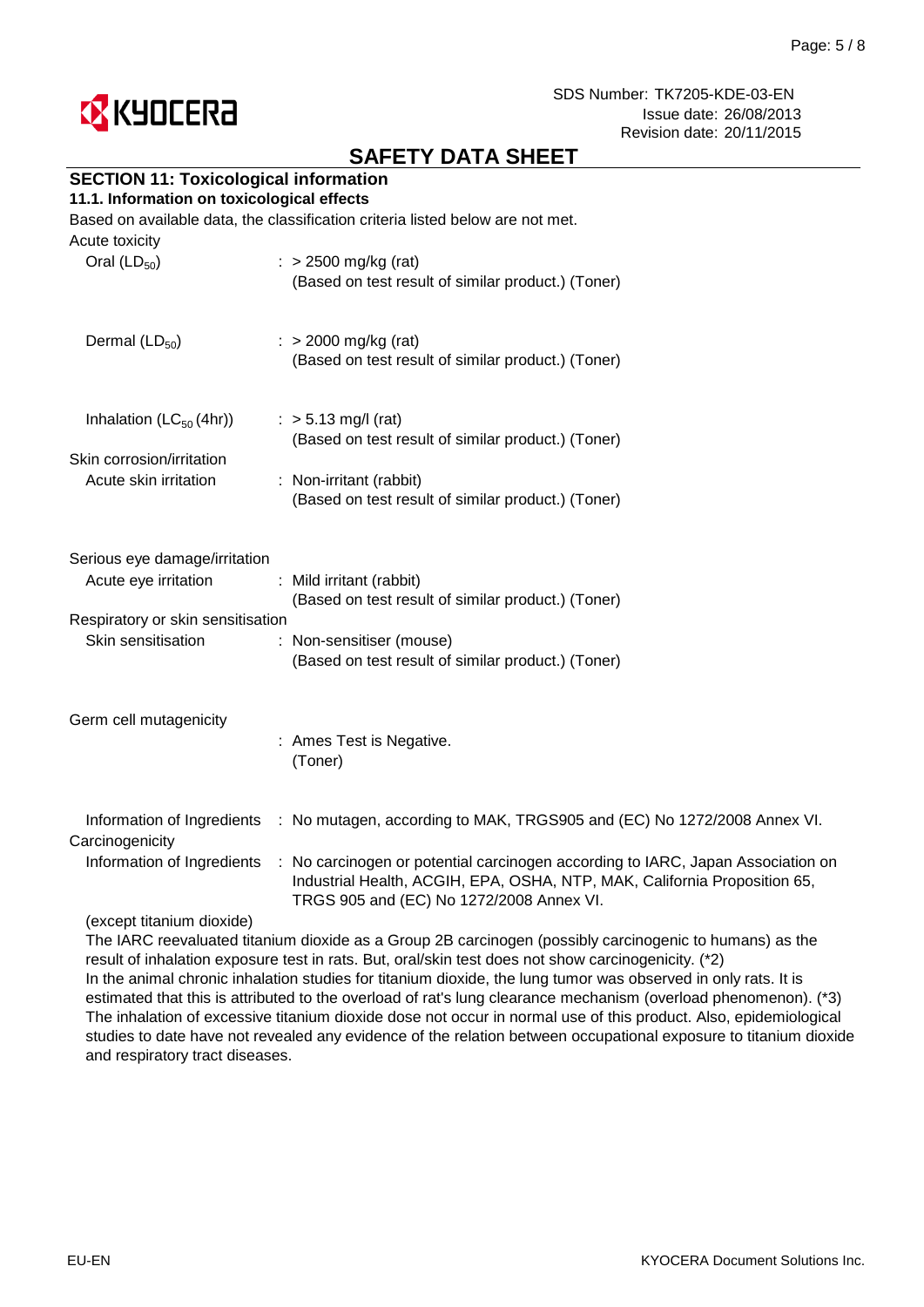SAFETY DATA SHEET

## SECTION 11: Toxicological information

### 11.1. Information on toxicological effects

Based on available data, the classification criteria listed below are not met.

Acute toxicity

| | |
|---|---|
| Oral ($LD_{50}$) | : > 2500 mg/kg (rat)<br>(Based on test result of similar product.) (Toner) |
| Dermal ($LD_{50}$) | : > 2000 mg/kg (rat)<br>(Based on test result of similar product.) (Toner) |
| Inhalation ($LC_{50}$ (4hr)) | : > 5.13 mg/l (rat)<br>(Based on test result of similar product.) (Toner) |

Skin corrosion/irritation

| | |
|---|---|
| Acute skin irritation | : Non-irritant (rabbit)<br>(Based on test result of similar product.) (Toner) |

Serious eye damage/irritation

| | |
|---|---|
| Acute eye irritation | : Mild irritant (rabbit)<br>(Based on test result of similar product.) (Toner) |

Respiratory or skin sensitisation

| | |
|---|---|
| Skin sensitisation | : Non-sensitiser (mouse)<br>(Based on test result of similar product.) (Toner) |

Germ cell mutagenicity

| | |
|---|---|
| | : Ames Test is Negative.<br>(Toner) |
| Information of Ingredients | : No mutagen, according to MAK, TRGS905 and (EC) No 1272/2008 Annex VI. |

Carcinogenicity

| | |
|---|---|
| Information of Ingredients | : No carcinogen or potential carcinogen according to IARC, Japan Association on Industrial Health, ACGIH, EPA, OSHA, NTP, MAK, California Proposition 65, TRGS 905 and (EC) No 1272/2008 Annex VI. |

(except titanium dioxide)

The IARC reevaluated titanium dioxide as a Group 2B carcinogen (possibly carcinogenic to humans) as the result of inhalation exposure test in rats. But, oral/skin test does not show carcinogenicity. (*2)

In the animal chronic inhalation studies for titanium dioxide, the lung tumor was observed in only rats. It is estimated that this is attributed to the overload of rat's lung clearance mechanism (overload phenomenon). (*3)

The inhalation of excessive titanium dioxide dose not occur in normal use of this product. Also, epidemiological studies to date have not revealed any evidence of the relation between occupational exposure to titanium dioxide and respiratory tract diseases.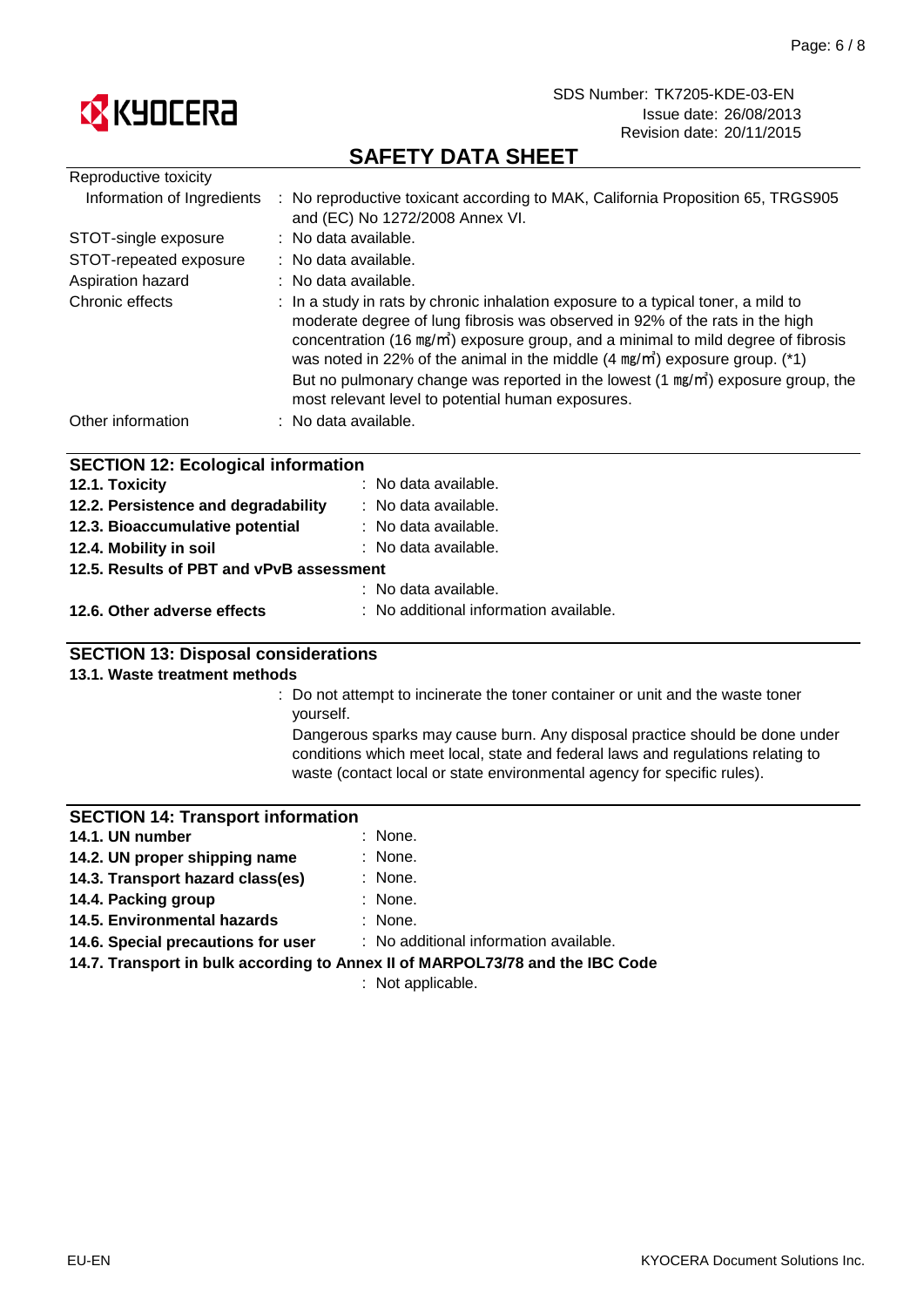| | |
|---|---|
| Reproductive toxicity | |
| Information of Ingredients | : No reproductive toxicant according to MAK, California Proposition 65, TRGS905 and (EC) No 1272/2008 Annex VI. |
| STOT-single exposure | : No data available. |
| STOT-repeated exposure | : No data available. |
| Aspiration hazard | : No data available. |
| Chronic effects | : In a study in rats by chronic inhalation exposure to a typical toner, a mild to moderate degree of lung fibrosis was observed in 92% of the rats in the high concentration (16 ㎎/㎥) exposure group, and a minimal to mild degree of fibrosis was noted in 22% of the animal in the middle (4 ㎎/㎥) exposure group. (*1) But no pulmonary change was reported in the lowest (1 ㎎/㎥) exposure group, the most relevant level to potential human exposures. |
| Other information | : No data available. |

## SECTION 12: Ecological information

| | |
|---|---|
| **12.1. Toxicity** | : No data available. |
| **12.2. Persistence and degradability** | : No data available. |
| **12.3. Bioaccumulative potential** | : No data available. |
| **12.4. Mobility in soil** | : No data available. |
| **12.5. Results of PBT and vPvB assessment** | |
| | : No data available. |
| **12.6. Other adverse effects** | : No additional information available. |

## SECTION 13: Disposal considerations

**13.1. Waste treatment methods**

: Do not attempt to incinerate the toner container or unit and the waste toner yourself.

Dangerous sparks may cause burn. Any disposal practice should be done under conditions which meet local, state and federal laws and regulations relating to waste (contact local or state environmental agency for specific rules).

## SECTION 14: Transport information

| | |
|---|---|
| **14.1. UN number** | : None. |
| **14.2. UN proper shipping name** | : None. |
| **14.3. Transport hazard class(es)** | : None. |
| **14.4. Packing group** | : None. |
| **14.5. Environmental hazards** | : None. |
| **14.6. Special precautions for user** | : No additional information available. |
| **14.7. Transport in bulk according to Annex II of MARPOL73/78 and the IBC Code** | |
| | : Not applicable. |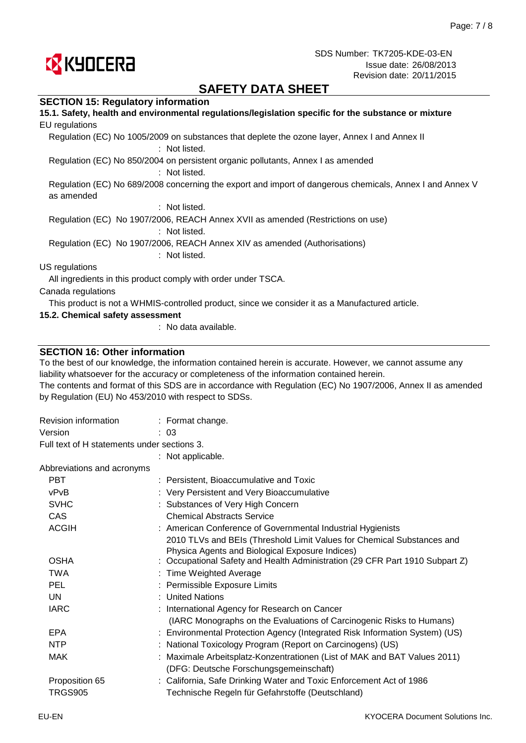# SAFETY DATA SHEET

## SECTION 15: Regulatory information

### 15.1. Safety, health and environmental regulations/legislation specific for the substance or mixture

EU regulations

Regulation (EC) No 1005/2009 on substances that deplete the ozone layer, Annex I and Annex II
: Not listed.

Regulation (EC) No 850/2004 on persistent organic pollutants, Annex I as amended
: Not listed.

Regulation (EC) No 689/2008 concerning the export and import of dangerous chemicals, Annex I and Annex V as amended
: Not listed.

Regulation (EC) No 1907/2006, REACH Annex XVII as amended (Restrictions on use)
: Not listed.

Regulation (EC) No 1907/2006, REACH Annex XIV as amended (Authorisations)
: Not listed.

US regulations

All ingredients in this product comply with order under TSCA.

Canada regulations

This product is not a WHMIS-controlled product, since we consider it as a Manufactured article.

### 15.2. Chemical safety assessment

: No data available.

## SECTION 16: Other information

To the best of our knowledge, the information contained herein is accurate. However, we cannot assume any liability whatsoever for the accuracy or completeness of the information contained herein.
The contents and format of this SDS are in accordance with Regulation (EC) No 1907/2006, Annex II as amended by Regulation (EU) No 453/2010 with respect to SDSs.

Revision information : Format change.
Version : 03
Full text of H statements under sections 3.
: Not applicable.

Abbreviations and acronyms

| | |
|---|---|
| PBT | : Persistent, Bioaccumulative and Toxic |
| vPvB | : Very Persistent and Very Bioaccumulative |
| SVHC | : Substances of Very High Concern |
| CAS | Chemical Abstracts Service |
| ACGIH | : American Conference of Governmental Industrial Hygienists 2010 TLVs and BEIs (Threshold Limit Values for Chemical Substances and Physica Agents and Biological Exposure Indices) |
| OSHA | : Occupational Safety and Health Administration (29 CFR Part 1910 Subpart Z) |
| TWA | : Time Weighted Average |
| PEL | : Permissible Exposure Limits |
| UN | : United Nations |
| IARC | : International Agency for Research on Cancer (IARC Monographs on the Evaluations of Carcinogenic Risks to Humans) |
| EPA | : Environmental Protection Agency (Integrated Risk Information System) (US) |
| NTP | : National Toxicology Program (Report on Carcinogens) (US) |
| MAK | : Maximale Arbeitsplatz-Konzentrationen (List of MAK and BAT Values 2011) (DFG: Deutsche Forschungsgemeinschaft) |
| Proposition 65 | : California, Safe Drinking Water and Toxic Enforcement Act of 1986 |
| TRGS905 | Technische Regeln für Gefahrstoffe (Deutschland) |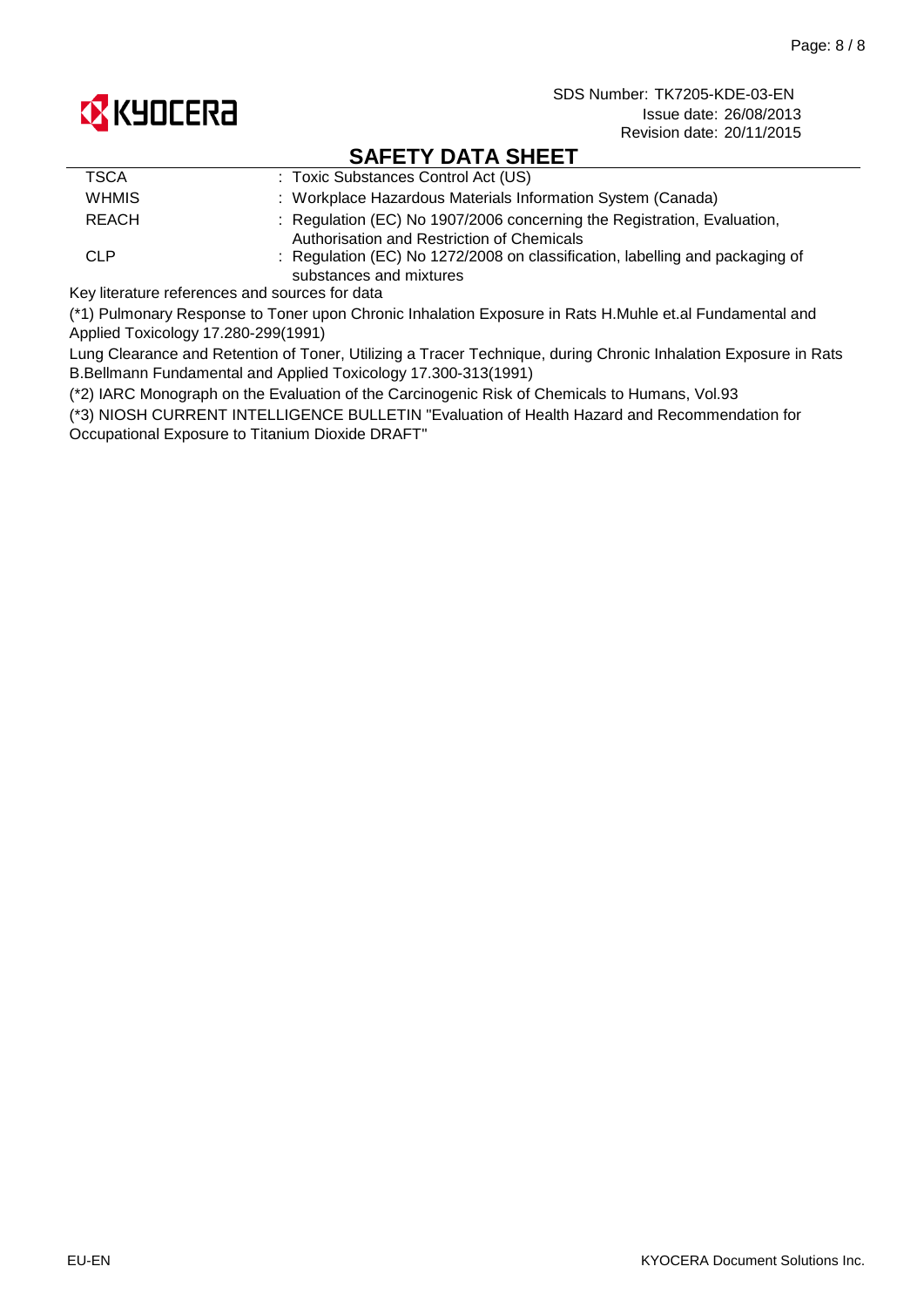## SAFETY DATA SHEET

| | | |
|---|---|---|
| TSCA | : | Toxic Substances Control Act (US) |
| WHMIS | : | Workplace Hazardous Materials Information System (Canada) |
| REACH | : | Regulation (EC) No 1907/2006 concerning the Registration, Evaluation, Authorisation and Restriction of Chemicals |
| CLP | : | Regulation (EC) No 1272/2008 on classification, labelling and packaging of substances and mixtures |

Key literature references and sources for data

(*1) Pulmonary Response to Toner upon Chronic Inhalation Exposure in Rats H.Muhle et.al Fundamental and Applied Toxicology 17.280-299(1991)

Lung Clearance and Retention of Toner, Utilizing a Tracer Technique, during Chronic Inhalation Exposure in Rats B.Bellmann Fundamental and Applied Toxicology 17.300-313(1991)

(*2) IARC Monograph on the Evaluation of the Carcinogenic Risk of Chemicals to Humans, Vol.93

(*3) NIOSH CURRENT INTELLIGENCE BULLETIN "Evaluation of Health Hazard and Recommendation for Occupational Exposure to Titanium Dioxide DRAFT"